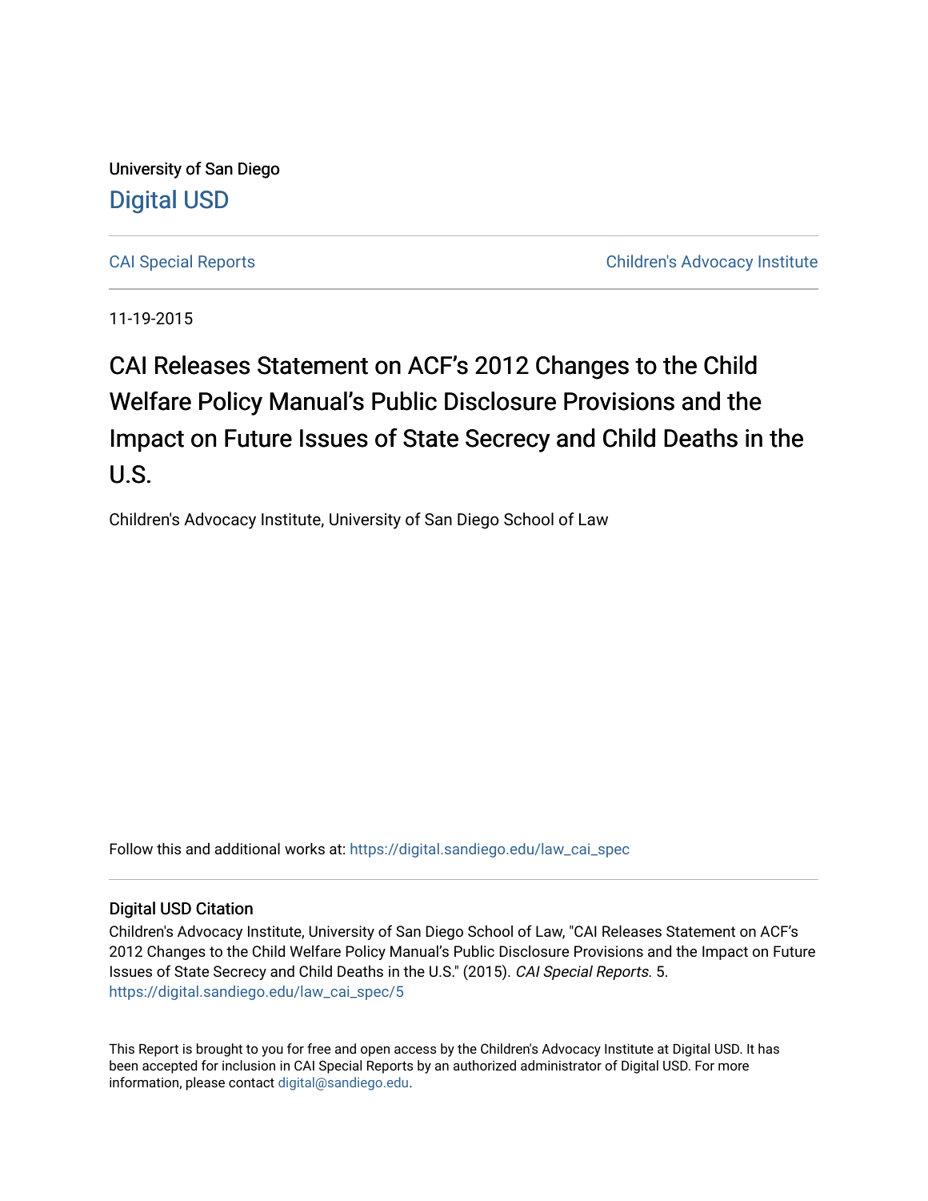University of San Diego

Digital USD

CAI Special Reports | Children's Advocacy Institute

11-19-2015

# CAI Releases Statement on ACF's 2012 Changes to the Child Welfare Policy Manual's Public Disclosure Provisions and the Impact on Future Issues of State Secrecy and Child Deaths in the U.S.

Children's Advocacy Institute, University of San Diego School of Law

Follow this and additional works at: https://digital.sandiego.edu/law_cai_spec

## Digital USD Citation

Children's Advocacy Institute, University of San Diego School of Law, "CAI Releases Statement on ACF's 2012 Changes to the Child Welfare Policy Manual's Public Disclosure Provisions and the Impact on Future Issues of State Secrecy and Child Deaths in the U.S." (2015). *CAI Special Reports*. 5.
https://digital.sandiego.edu/law_cai_spec/5

This Report is brought to you for free and open access by the Children's Advocacy Institute at Digital USD. It has been accepted for inclusion in CAI Special Reports by an authorized administrator of Digital USD. For more information, please contact digital@sandiego.edu.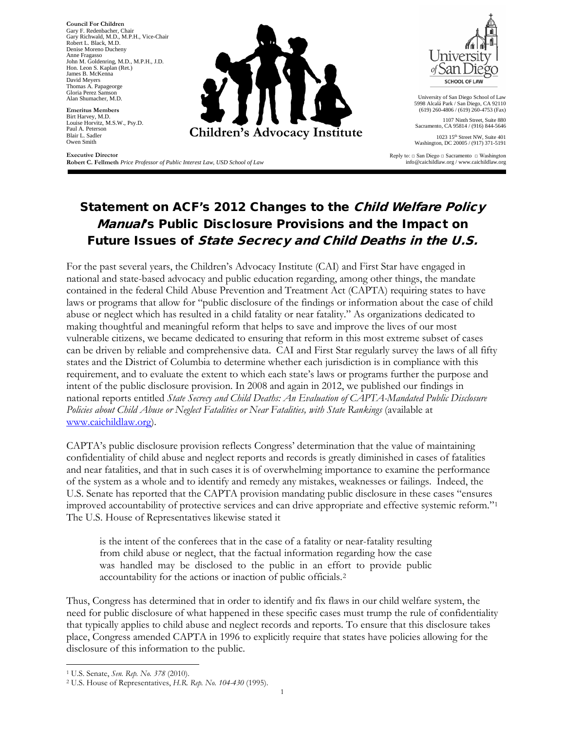**Council For Children**
Gary F. Redenbacher, Chair
Gary Richwald, M.D., M.P.H., Vice-Chair
Robert L. Black, M.D.
Denise Moreno Ducheny
Anne Fragasso
John M. Goldenring, M.D., M.P.H., J.D.
Hon. Leon S. Kaplan (Ret.)
James B. McKenna
David Meyers
Thomas A. Papageorge
Gloria Perez Samson
Alan Shumacher, M.D.

**Emeritus Members**
Birt Harvey, M.D.
Louise Horvitz, M.S.W., Psy.D.
Paul A. Peterson
Blair L. Sadler
Owen Smith

**Executive Director**
**Robert C. Fellmeth** *Price Professor of Public Interest Law, USD School of Law*

**Children's Advocacy Institute**

University of San Diego School of Law

University of San Diego School of Law
5998 Alcalá Park / San Diego, CA 92110
(619) 260-4806 / (619) 260-4753 (Fax)

1107 Ninth Street, Suite 880
Sacramento, CA 95814 / (916) 844-5646

1023 15th Street NW, Suite 401
Washington, DC 20005 / (917) 371-5191

Reply to: □ San Diego □ Sacramento □ Washington
info@caichildlaw.org / www.caichildlaw.org

# Statement on ACF's 2012 Changes to the *Child Welfare Policy Manual*'s Public Disclosure Provisions and the Impact on Future Issues of *State Secrecy and Child Deaths in the U.S.*

For the past several years, the Children's Advocacy Institute (CAI) and First Star have engaged in national and state-based advocacy and public education regarding, among other things, the mandate contained in the federal Child Abuse Prevention and Treatment Act (CAPTA) requiring states to have laws or programs that allow for "public disclosure of the findings or information about the case of child abuse or neglect which has resulted in a child fatality or near fatality." As organizations dedicated to making thoughtful and meaningful reform that helps to save and improve the lives of our most vulnerable citizens, we became dedicated to ensuring that reform in this most extreme subset of cases can be driven by reliable and comprehensive data. CAI and First Star regularly survey the laws of all fifty states and the District of Columbia to determine whether each jurisdiction is in compliance with this requirement, and to evaluate the extent to which each state's laws or programs further the purpose and intent of the public disclosure provision. In 2008 and again in 2012, we published our findings in national reports entitled *State Secrecy and Child Deaths: An Evaluation of CAPTA-Mandated Public Disclosure Policies about Child Abuse or Neglect Fatalities or Near Fatalities, with State Rankings* (available at www.caichildlaw.org).

CAPTA's public disclosure provision reflects Congress' determination that the value of maintaining confidentiality of child abuse and neglect reports and records is greatly diminished in cases of fatalities and near fatalities, and that in such cases it is of overwhelming importance to examine the performance of the system as a whole and to identify and remedy any mistakes, weaknesses or failings. Indeed, the U.S. Senate has reported that the CAPTA provision mandating public disclosure in these cases "ensures improved accountability of protective services and can drive appropriate and effective systemic reform."[1] The U.S. House of Representatives likewise stated it

> is the intent of the conferees that in the case of a fatality or near-fatality resulting from child abuse or neglect, that the factual information regarding how the case was handled may be disclosed to the public in an effort to provide public accountability for the actions or inaction of public officials.[2]

Thus, Congress has determined that in order to identify and fix flaws in our child welfare system, the need for public disclosure of what happened in these specific cases must trump the rule of confidentiality that typically applies to child abuse and neglect records and reports. To ensure that this disclosure takes place, Congress amended CAPTA in 1996 to explicitly require that states have policies allowing for the disclosure of this information to the public.

---

[1] U.S. Senate, *Sen. Rep. No. 378* (2010).

[2] U.S. House of Representatives, *H.R. Rep. No. 104-430* (1995).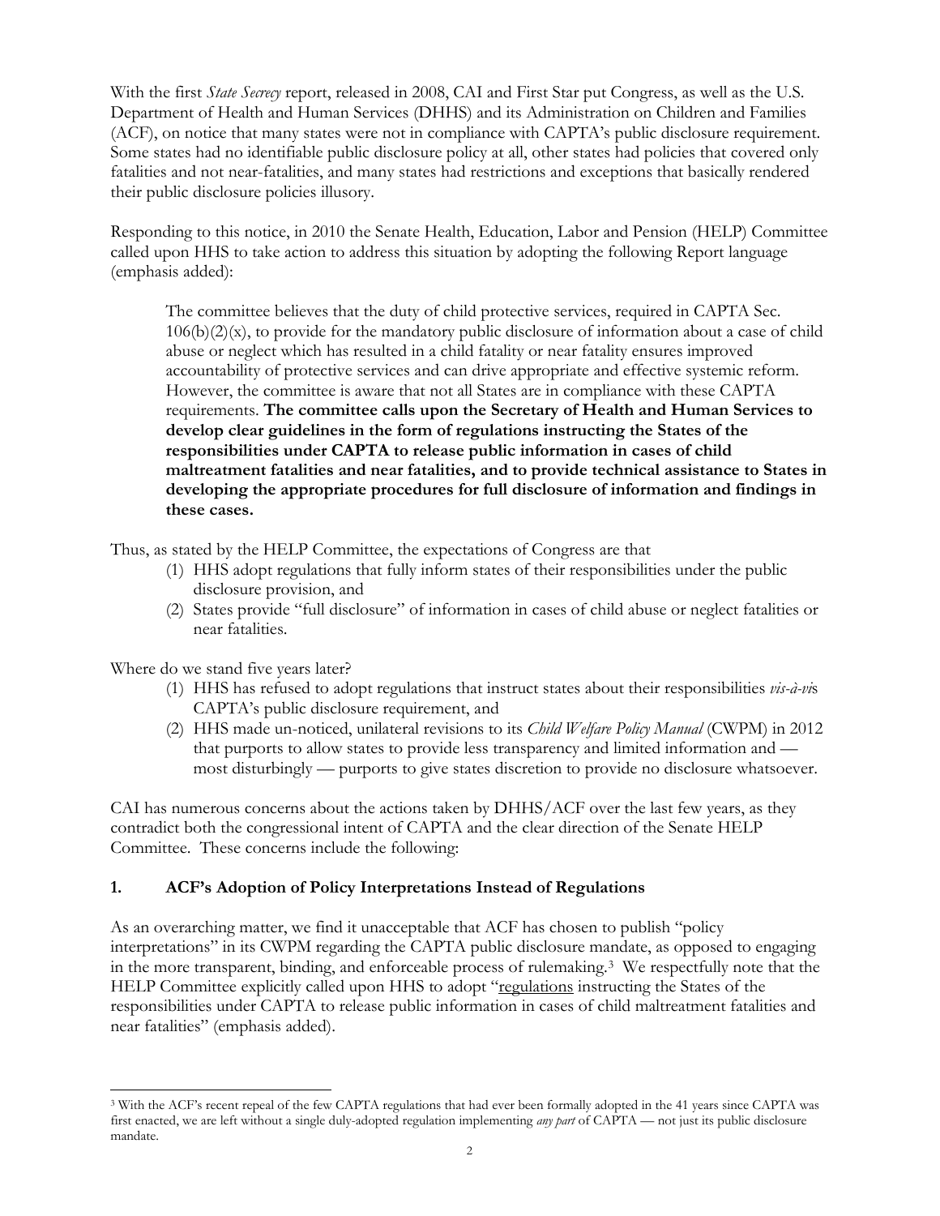With the first *State Secrecy* report, released in 2008, CAI and First Star put Congress, as well as the U.S. Department of Health and Human Services (DHHS) and its Administration on Children and Families (ACF), on notice that many states were not in compliance with CAPTA's public disclosure requirement. Some states had no identifiable public disclosure policy at all, other states had policies that covered only fatalities and not near-fatalities, and many states had restrictions and exceptions that basically rendered their public disclosure policies illusory.

Responding to this notice, in 2010 the Senate Health, Education, Labor and Pension (HELP) Committee called upon HHS to take action to address this situation by adopting the following Report language (emphasis added):

> The committee believes that the duty of child protective services, required in CAPTA Sec. 106(b)(2)(x), to provide for the mandatory public disclosure of information about a case of child abuse or neglect which has resulted in a child fatality or near fatality ensures improved accountability of protective services and can drive appropriate and effective systemic reform. However, the committee is aware that not all States are in compliance with these CAPTA requirements. **The committee calls upon the Secretary of Health and Human Services to develop clear guidelines in the form of regulations instructing the States of the responsibilities under CAPTA to release public information in cases of child maltreatment fatalities and near fatalities, and to provide technical assistance to States in developing the appropriate procedures for full disclosure of information and findings in these cases.**

Thus, as stated by the HELP Committee, the expectations of Congress are that

(1) HHS adopt regulations that fully inform states of their responsibilities under the public disclosure provision, and
(2) States provide "full disclosure" of information in cases of child abuse or neglect fatalities or near fatalities.

Where do we stand five years later?

(1) HHS has refused to adopt regulations that instruct states about their responsibilities *vis-à-vis* CAPTA's public disclosure requirement, and
(2) HHS made un-noticed, unilateral revisions to its *Child Welfare Policy Manual* (CWPM) in 2012 that purports to allow states to provide less transparency and limited information and — most disturbingly — purports to give states discretion to provide no disclosure whatsoever.

CAI has numerous concerns about the actions taken by DHHS/ACF over the last few years, as they contradict both the congressional intent of CAPTA and the clear direction of the Senate HELP Committee. These concerns include the following:

## 1. ACF's Adoption of Policy Interpretations Instead of Regulations

As an overarching matter, we find it unacceptable that ACF has chosen to publish "policy interpretations" in its CWPM regarding the CAPTA public disclosure mandate, as opposed to engaging in the more transparent, binding, and enforceable process of rulemaking.[3] We respectfully note that the HELP Committee explicitly called upon HHS to adopt "regulations instructing the States of the responsibilities under CAPTA to release public information in cases of child maltreatment fatalities and near fatalities" (emphasis added).

---

[3] With the ACF's recent repeal of the few CAPTA regulations that had ever been formally adopted in the 41 years since CAPTA was first enacted, we are left without a single duly-adopted regulation implementing *any part* of CAPTA — not just its public disclosure mandate.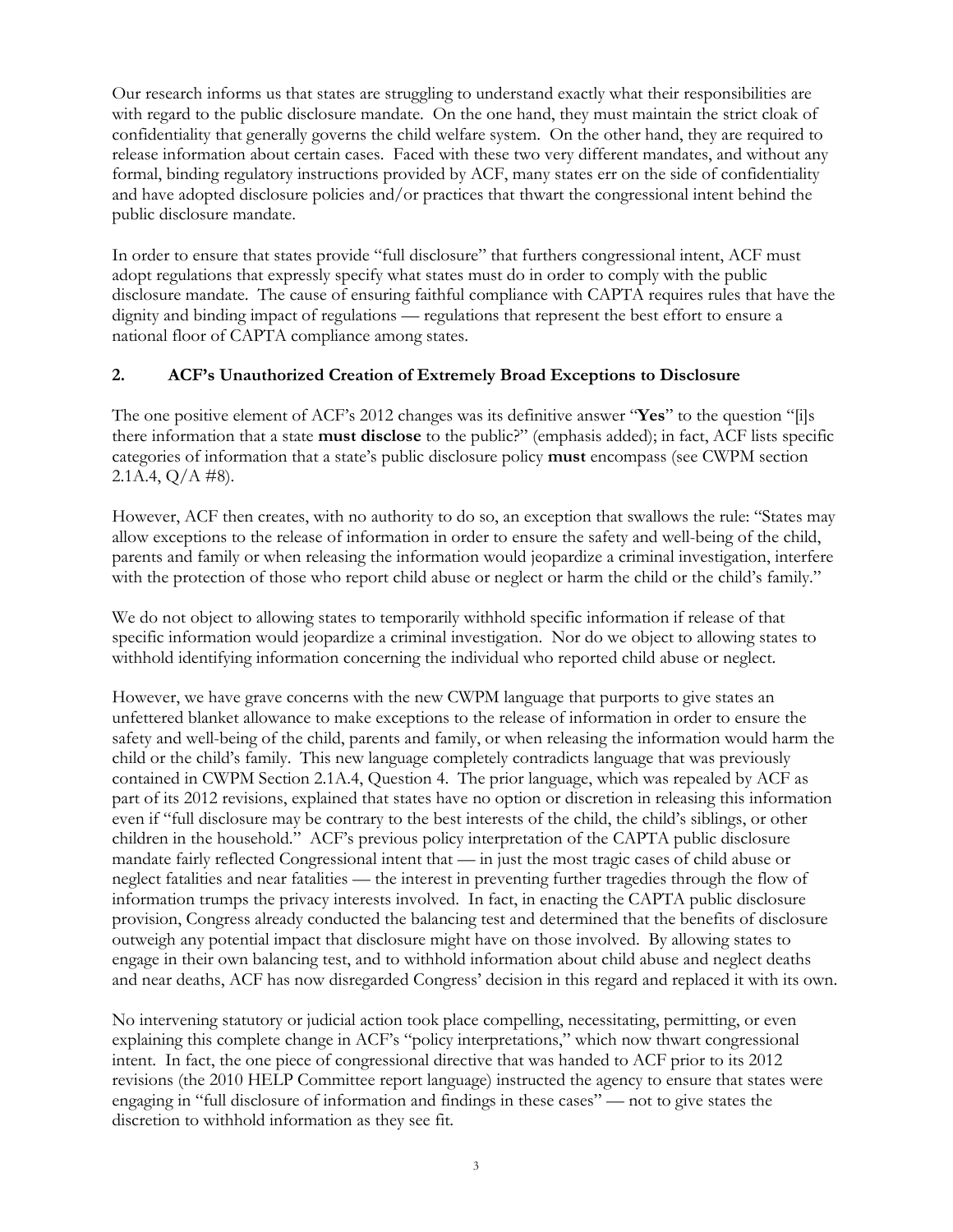Our research informs us that states are struggling to understand exactly what their responsibilities are with regard to the public disclosure mandate. On the one hand, they must maintain the strict cloak of confidentiality that generally governs the child welfare system. On the other hand, they are required to release information about certain cases. Faced with these two very different mandates, and without any formal, binding regulatory instructions provided by ACF, many states err on the side of confidentiality and have adopted disclosure policies and/or practices that thwart the congressional intent behind the public disclosure mandate.

In order to ensure that states provide "full disclosure" that furthers congressional intent, ACF must adopt regulations that expressly specify what states must do in order to comply with the public disclosure mandate. The cause of ensuring faithful compliance with CAPTA requires rules that have the dignity and binding impact of regulations — regulations that represent the best effort to ensure a national floor of CAPTA compliance among states.

## 2. ACF's Unauthorized Creation of Extremely Broad Exceptions to Disclosure

The one positive element of ACF's 2012 changes was its definitive answer "**Yes**" to the question "[i]s there information that a state **must disclose** to the public?" (emphasis added); in fact, ACF lists specific categories of information that a state's public disclosure policy **must** encompass (see CWPM section 2.1A.4, Q/A #8).

However, ACF then creates, with no authority to do so, an exception that swallows the rule: "States may allow exceptions to the release of information in order to ensure the safety and well-being of the child, parents and family or when releasing the information would jeopardize a criminal investigation, interfere with the protection of those who report child abuse or neglect or harm the child or the child's family."

We do not object to allowing states to temporarily withhold specific information if release of that specific information would jeopardize a criminal investigation. Nor do we object to allowing states to withhold identifying information concerning the individual who reported child abuse or neglect.

However, we have grave concerns with the new CWPM language that purports to give states an unfettered blanket allowance to make exceptions to the release of information in order to ensure the safety and well-being of the child, parents and family, or when releasing the information would harm the child or the child's family. This new language completely contradicts language that was previously contained in CWPM Section 2.1A.4, Question 4. The prior language, which was repealed by ACF as part of its 2012 revisions, explained that states have no option or discretion in releasing this information even if "full disclosure may be contrary to the best interests of the child, the child's siblings, or other children in the household." ACF's previous policy interpretation of the CAPTA public disclosure mandate fairly reflected Congressional intent that — in just the most tragic cases of child abuse or neglect fatalities and near fatalities — the interest in preventing further tragedies through the flow of information trumps the privacy interests involved. In fact, in enacting the CAPTA public disclosure provision, Congress already conducted the balancing test and determined that the benefits of disclosure outweigh any potential impact that disclosure might have on those involved. By allowing states to engage in their own balancing test, and to withhold information about child abuse and neglect deaths and near deaths, ACF has now disregarded Congress' decision in this regard and replaced it with its own.

No intervening statutory or judicial action took place compelling, necessitating, permitting, or even explaining this complete change in ACF's "policy interpretations," which now thwart congressional intent. In fact, the one piece of congressional directive that was handed to ACF prior to its 2012 revisions (the 2010 HELP Committee report language) instructed the agency to ensure that states were engaging in "full disclosure of information and findings in these cases" — not to give states the discretion to withhold information as they see fit.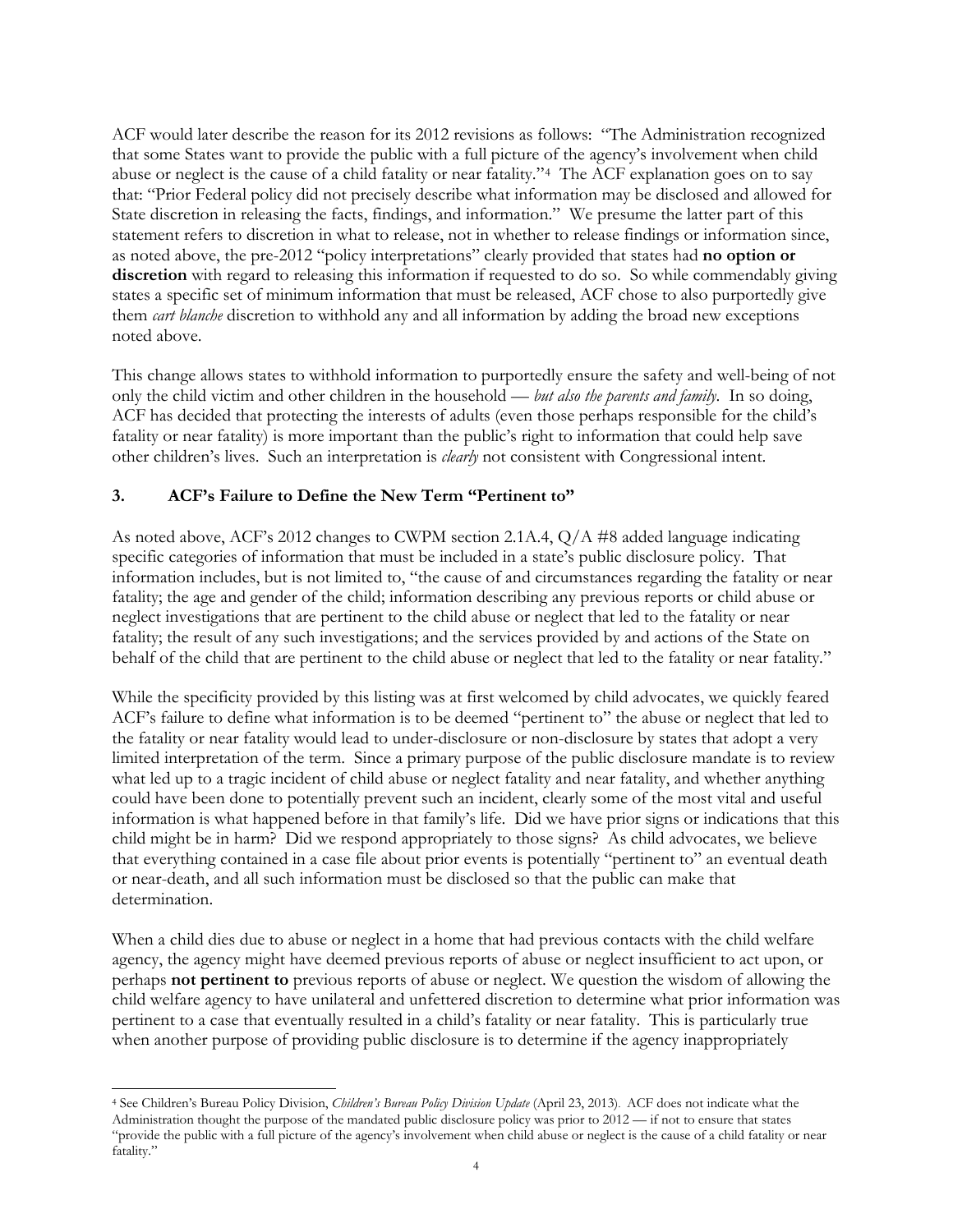ACF would later describe the reason for its 2012 revisions as follows: "The Administration recognized that some States want to provide the public with a full picture of the agency's involvement when child abuse or neglect is the cause of a child fatality or near fatality."[4] The ACF explanation goes on to say that: "Prior Federal policy did not precisely describe what information may be disclosed and allowed for State discretion in releasing the facts, findings, and information." We presume the latter part of this statement refers to discretion in what to release, not in whether to release findings or information since, as noted above, the pre-2012 "policy interpretations" clearly provided that states had **no option or discretion** with regard to releasing this information if requested to do so. So while commendably giving states a specific set of minimum information that must be released, ACF chose to also purportedly give them *cart blanche* discretion to withhold any and all information by adding the broad new exceptions noted above.

This change allows states to withhold information to purportedly ensure the safety and well-being of not only the child victim and other children in the household — *but also the parents and family*. In so doing, ACF has decided that protecting the interests of adults (even those perhaps responsible for the child's fatality or near fatality) is more important than the public's right to information that could help save other children's lives. Such an interpretation is *clearly* not consistent with Congressional intent.

### 3. ACF's Failure to Define the New Term "Pertinent to"

As noted above, ACF's 2012 changes to CWPM section 2.1A.4, Q/A #8 added language indicating specific categories of information that must be included in a state's public disclosure policy. That information includes, but is not limited to, "the cause of and circumstances regarding the fatality or near fatality; the age and gender of the child; information describing any previous reports or child abuse or neglect investigations that are pertinent to the child abuse or neglect that led to the fatality or near fatality; the result of any such investigations; and the services provided by and actions of the State on behalf of the child that are pertinent to the child abuse or neglect that led to the fatality or near fatality."

While the specificity provided by this listing was at first welcomed by child advocates, we quickly feared ACF's failure to define what information is to be deemed "pertinent to" the abuse or neglect that led to the fatality or near fatality would lead to under-disclosure or non-disclosure by states that adopt a very limited interpretation of the term. Since a primary purpose of the public disclosure mandate is to review what led up to a tragic incident of child abuse or neglect fatality and near fatality, and whether anything could have been done to potentially prevent such an incident, clearly some of the most vital and useful information is what happened before in that family's life. Did we have prior signs or indications that this child might be in harm? Did we respond appropriately to those signs? As child advocates, we believe that everything contained in a case file about prior events is potentially "pertinent to" an eventual death or near-death, and all such information must be disclosed so that the public can make that determination.

When a child dies due to abuse or neglect in a home that had previous contacts with the child welfare agency, the agency might have deemed previous reports of abuse or neglect insufficient to act upon, or perhaps **not pertinent to** previous reports of abuse or neglect. We question the wisdom of allowing the child welfare agency to have unilateral and unfettered discretion to determine what prior information was pertinent to a case that eventually resulted in a child's fatality or near fatality. This is particularly true when another purpose of providing public disclosure is to determine if the agency inappropriately

[4] See Children's Bureau Policy Division, *Children's Bureau Policy Division Update* (April 23, 2013). ACF does not indicate what the Administration thought the purpose of the mandated public disclosure policy was prior to 2012 — if not to ensure that states "provide the public with a full picture of the agency's involvement when child abuse or neglect is the cause of a child fatality or near fatality."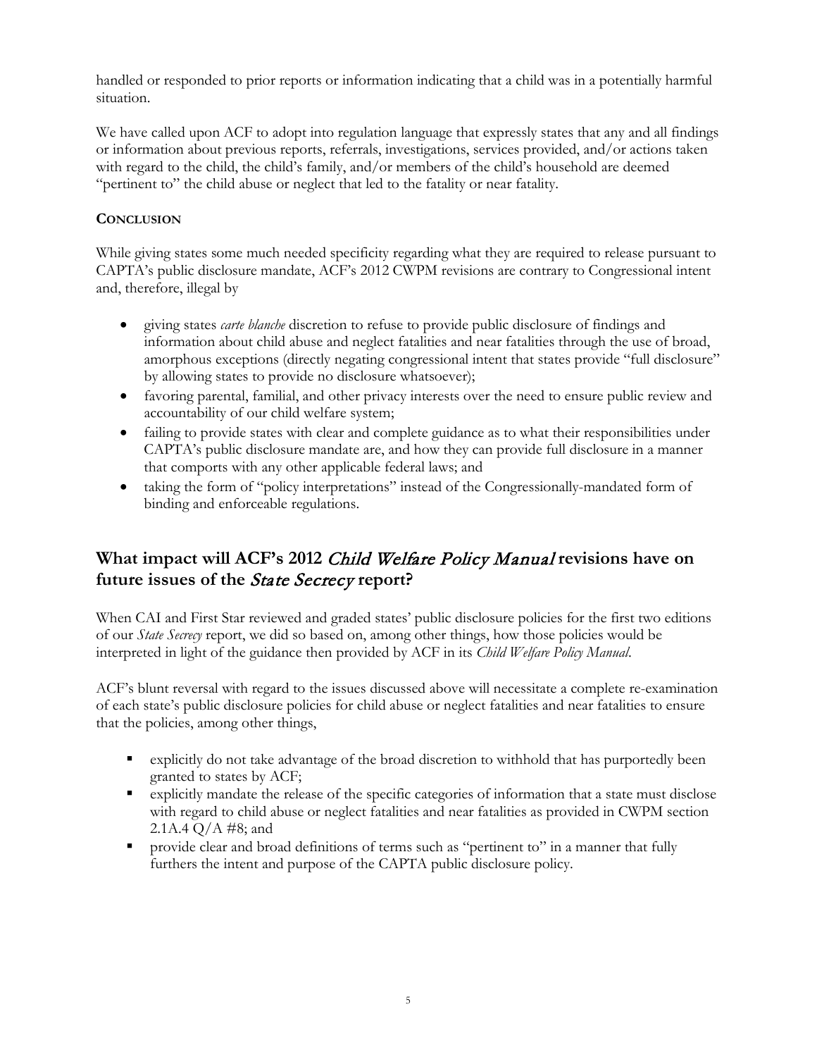handled or responded to prior reports or information indicating that a child was in a potentially harmful situation.

We have called upon ACF to adopt into regulation language that expressly states that any and all findings or information about previous reports, referrals, investigations, services provided, and/or actions taken with regard to the child, the child's family, and/or members of the child's household are deemed "pertinent to" the child abuse or neglect that led to the fatality or near fatality.

**CONCLUSION**

While giving states some much needed specificity regarding what they are required to release pursuant to CAPTA's public disclosure mandate, ACF's 2012 CWPM revisions are contrary to Congressional intent and, therefore, illegal by

- giving states *carte blanche* discretion to refuse to provide public disclosure of findings and information about child abuse and neglect fatalities and near fatalities through the use of broad, amorphous exceptions (directly negating congressional intent that states provide "full disclosure" by allowing states to provide no disclosure whatsoever);
- favoring parental, familial, and other privacy interests over the need to ensure public review and accountability of our child welfare system;
- failing to provide states with clear and complete guidance as to what their responsibilities under CAPTA's public disclosure mandate are, and how they can provide full disclosure in a manner that comports with any other applicable federal laws; and
- taking the form of "policy interpretations" instead of the Congressionally-mandated form of binding and enforceable regulations.

## What impact will ACF's 2012 *Child Welfare Policy Manual* revisions have on future issues of the *State Secrecy* report?

When CAI and First Star reviewed and graded states' public disclosure policies for the first two editions of our *State Secrecy* report, we did so based on, among other things, how those policies would be interpreted in light of the guidance then provided by ACF in its *Child Welfare Policy Manual*.

ACF's blunt reversal with regard to the issues discussed above will necessitate a complete re-examination of each state's public disclosure policies for child abuse or neglect fatalities and near fatalities to ensure that the policies, among other things,

- explicitly do not take advantage of the broad discretion to withhold that has purportedly been granted to states by ACF;
- explicitly mandate the release of the specific categories of information that a state must disclose with regard to child abuse or neglect fatalities and near fatalities as provided in CWPM section 2.1A.4 Q/A #8; and
- provide clear and broad definitions of terms such as "pertinent to" in a manner that fully furthers the intent and purpose of the CAPTA public disclosure policy.